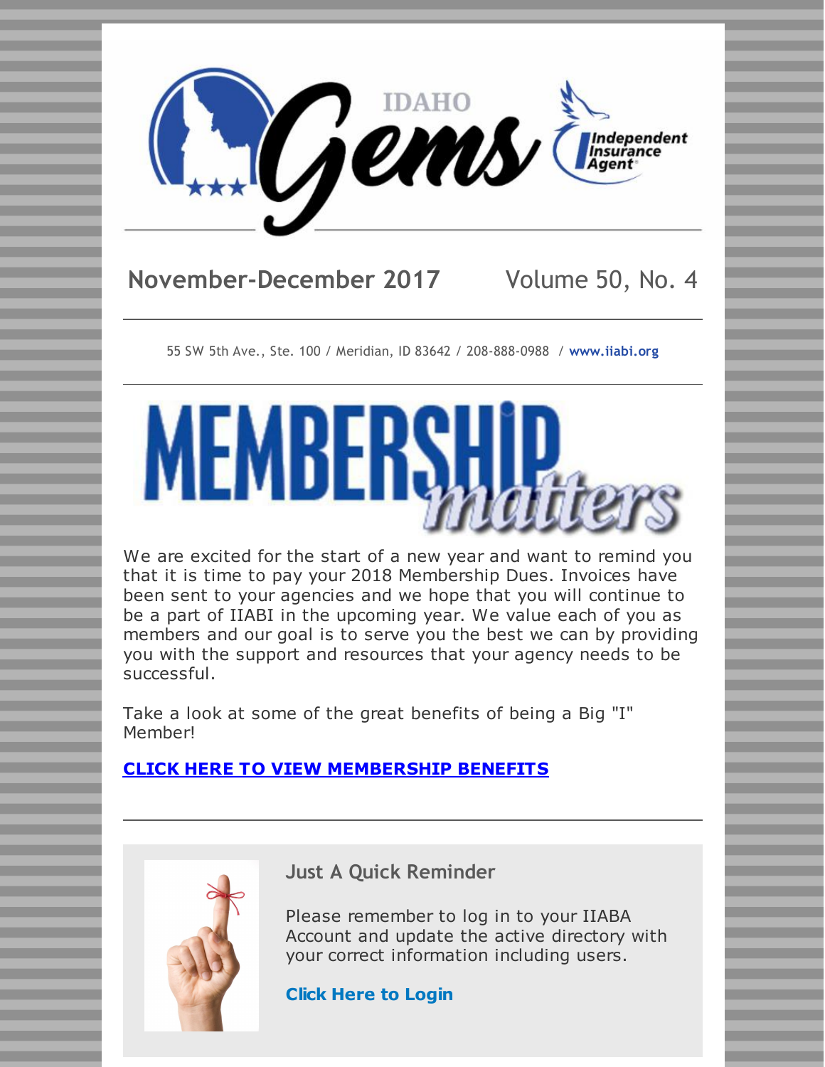# IDAHO Gems

**November-December 2017** Volume 50, No. 4

55 SW 5th Ave., Ste. 100 / Meridian, ID 83642 / 208-888-0988 / **www.iiabi.org**

## MEMBERSHIP *matters*

We are excited for the start of a new year and want to remind you that it is time to pay your 2018 Membership Dues. Invoices have been sent to your agencies and we hope that you will continue to be a part of IIABI in the upcoming year. We value each of you as members and our goal is to serve you the best we can by providing you with the support and resources that your agency needs to be successful.

Take a look at some of the great benefits of being a Big "I" Member!

**CLICK HERE TO VIEW MEMBERSHIP BENEFITS**

---

### Just A Quick Reminder

Please remember to log in to your IIABA Account and update the active directory with your correct information including users.

**Click Here to Login**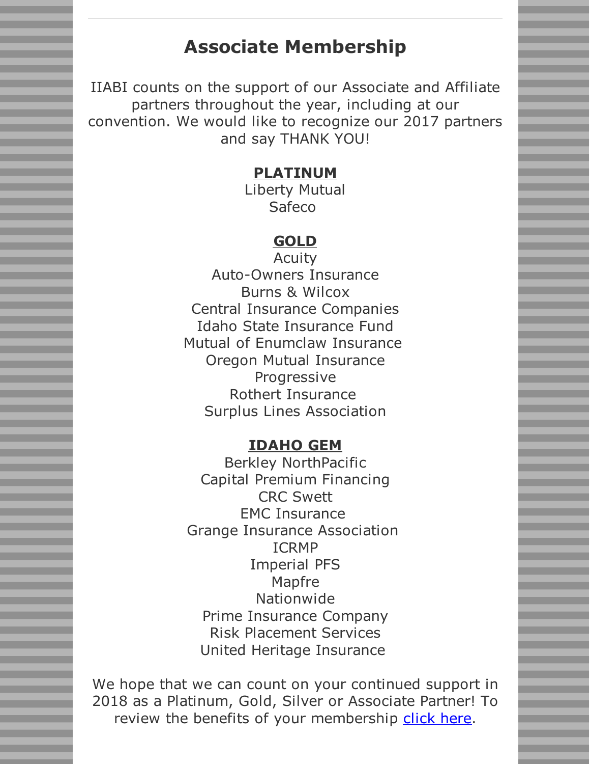---

## Associate Membership

IIABI counts on the support of our Associate and Affiliate partners throughout the year, including at our convention. We would like to recognize our 2017 partners and say THANK YOU!

**PLATINUM**

Liberty Mutual
Safeco

**GOLD**

Acuity
Auto-Owners Insurance
Burns & Wilcox
Central Insurance Companies
Idaho State Insurance Fund
Mutual of Enumclaw Insurance
Oregon Mutual Insurance
Progressive
Rothert Insurance
Surplus Lines Association

**IDAHO GEM**

Berkley NorthPacific
Capital Premium Financing
CRC Swett
EMC Insurance
Grange Insurance Association
ICRMP
Imperial PFS
Mapfre
Nationwide
Prime Insurance Company
Risk Placement Services
United Heritage Insurance

We hope that we can count on your continued support in 2018 as a Platinum, Gold, Silver or Associate Partner! To review the benefits of your membership click here.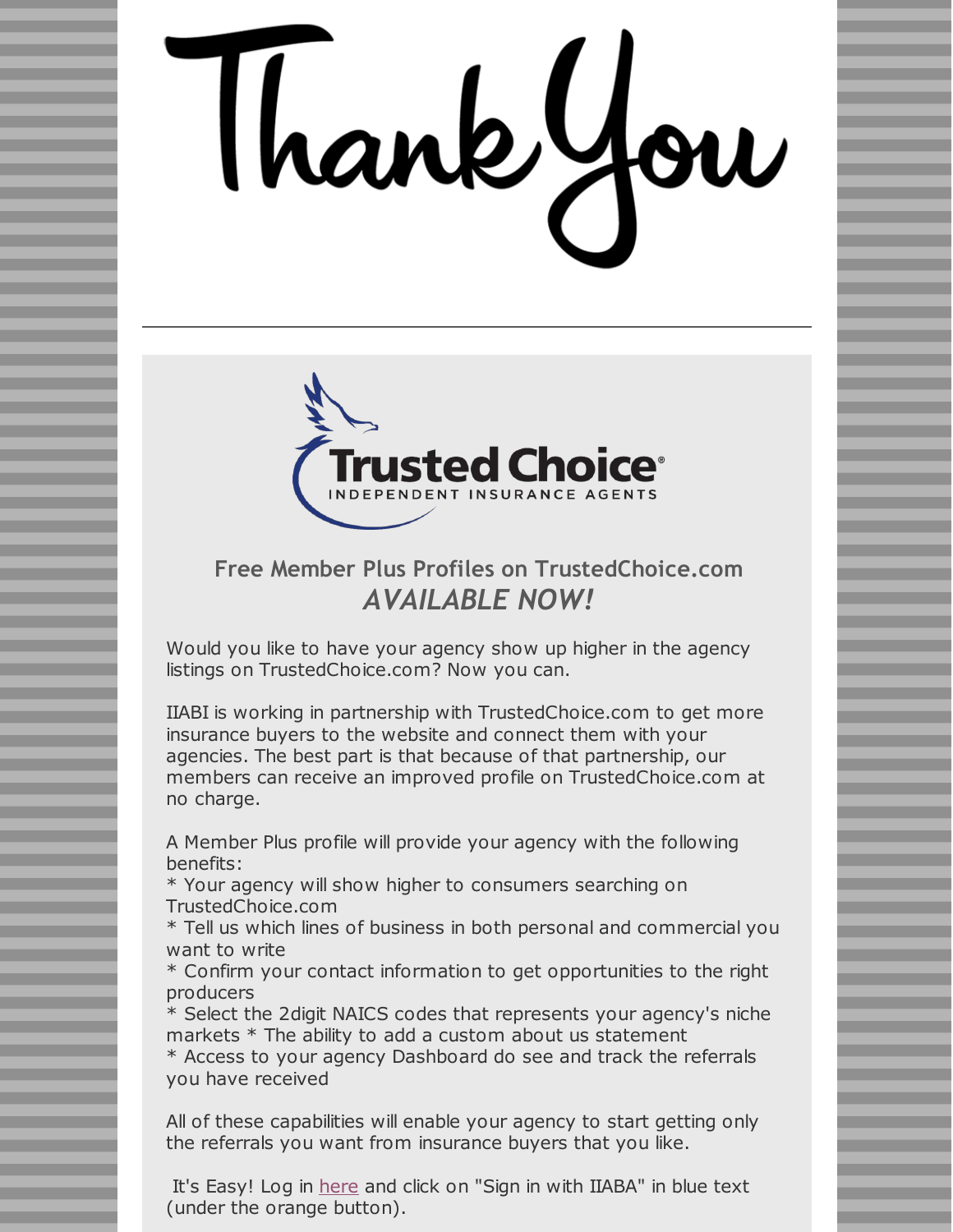# Thank You

## Trusted Choice

INDEPENDENT INSURANCE AGENTS

### Free Member Plus Profiles on TrustedChoice.com
### *AVAILABLE NOW!*

Would you like to have your agency show up higher in the agency listings on TrustedChoice.com? Now you can.

IIABI is working in partnership with TrustedChoice.com to get more insurance buyers to the website and connect them with your agencies. The best part is that because of that partnership, our members can receive an improved profile on TrustedChoice.com at no charge.

A Member Plus profile will provide your agency with the following benefits:
* Your agency will show higher to consumers searching on TrustedChoice.com
* Tell us which lines of business in both personal and commercial you want to write
* Confirm your contact information to get opportunities to the right producers
* Select the 2digit NAICS codes that represents your agency's niche markets * The ability to add a custom about us statement
* Access to your agency Dashboard do see and track the referrals you have received

All of these capabilities will enable your agency to start getting only the referrals you want from insurance buyers that you like.

It's Easy! Log in here and click on "Sign in with IIABA" in blue text (under the orange button).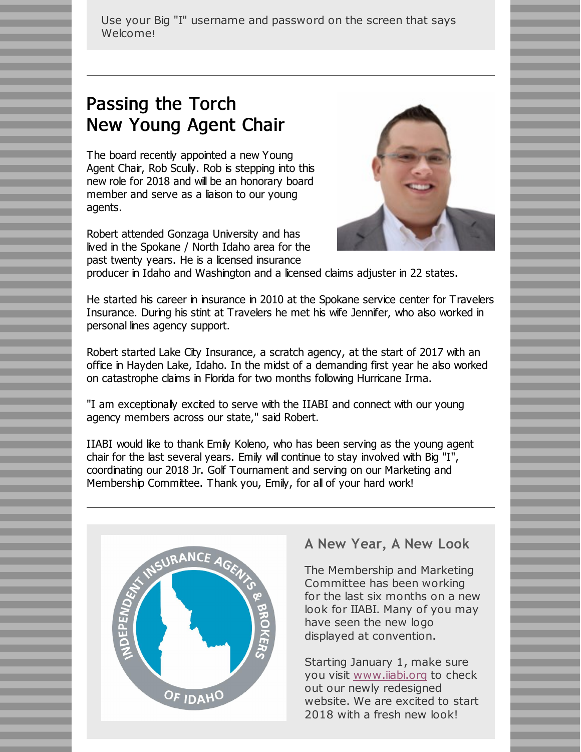Use your Big "I" username and password on the screen that says Welcome!

---

# Passing the Torch
# New Young Agent Chair

The board recently appointed a new Young Agent Chair, Rob Scully. Rob is stepping into this new role for 2018 and will be an honorary board member and serve as a liaison to our young agents.

Robert attended Gonzaga University and has lived in the Spokane / North Idaho area for the past twenty years. He is a licensed insurance producer in Idaho and Washington and a licensed claims adjuster in 22 states.

He started his career in insurance in 2010 at the Spokane service center for Travelers Insurance. During his stint at Travelers he met his wife Jennifer, who also worked in personal lines agency support.

Robert started Lake City Insurance, a scratch agency, at the start of 2017 with an office in Hayden Lake, Idaho. In the midst of a demanding first year he also worked on catastrophe claims in Florida for two months following Hurricane Irma.

"I am exceptionally excited to serve with the IIABI and connect with our young agency members across our state," said Robert.

IIABI would like to thank Emily Koleno, who has been serving as the young agent chair for the last several years. Emily will continue to stay involved with Big "I", coordinating our 2018 Jr. Golf Tournament and serving on our Marketing and Membership Committee. Thank you, Emily, for all of your hard work!

---

## A New Year, A New Look

The Membership and Marketing Committee has been working for the last six months on a new look for IIABI. Many of you may have seen the new logo displayed at convention.

Starting January 1, make sure you visit www.iiabi.org to check out our newly redesigned website. We are excited to start 2018 with a fresh new look!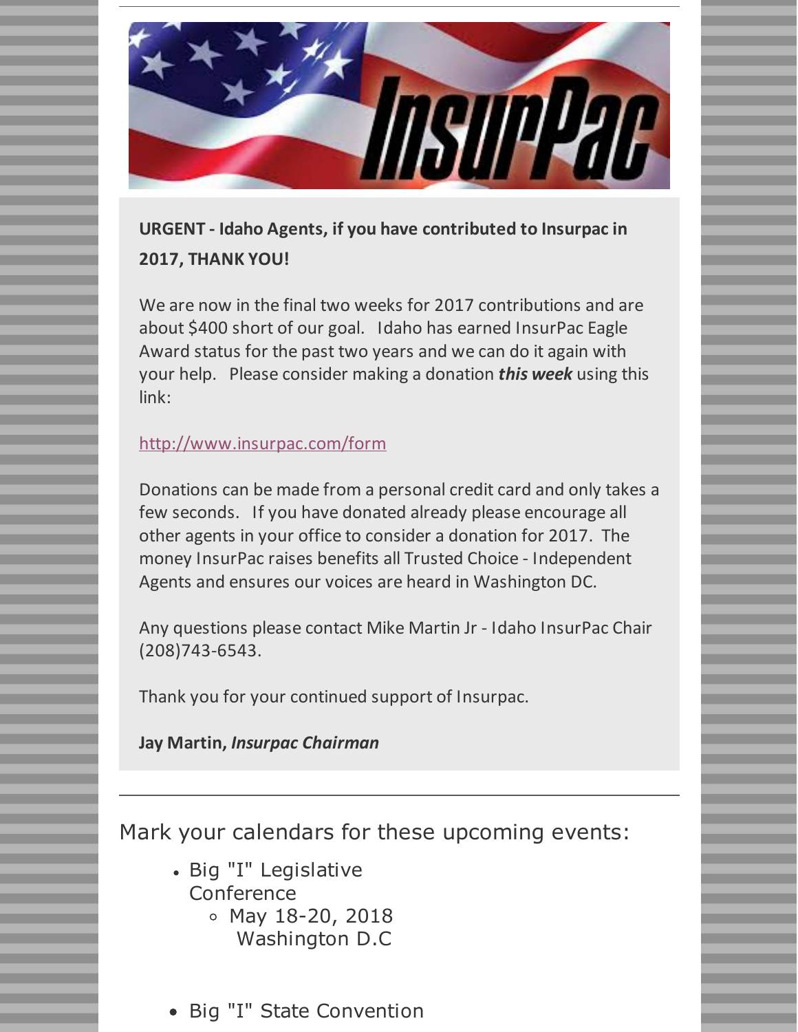**URGENT - Idaho Agents, if you have contributed to Insurpac in 2017, THANK YOU!**

We are now in the final two weeks for 2017 contributions and are about $400 short of our goal. Idaho has earned InsurPac Eagle Award status for the past two years and we can do it again with your help. Please consider making a donation ***this week*** using this link:

http://www.insurpac.com/form

Donations can be made from a personal credit card and only takes a few seconds. If you have donated already please encourage all other agents in your office to consider a donation for 2017. The money InsurPac raises benefits all Trusted Choice - Independent Agents and ensures our voices are heard in Washington DC.

Any questions please contact Mike Martin Jr - Idaho InsurPac Chair (208)743-6543.

Thank you for your continued support of Insurpac.

**Jay Martin, *Insurpac Chairman***

---

## Mark your calendars for these upcoming events:

- Big "I" Legislative Conference
  - May 18-20, 2018 Washington D.C
- Big "I" State Convention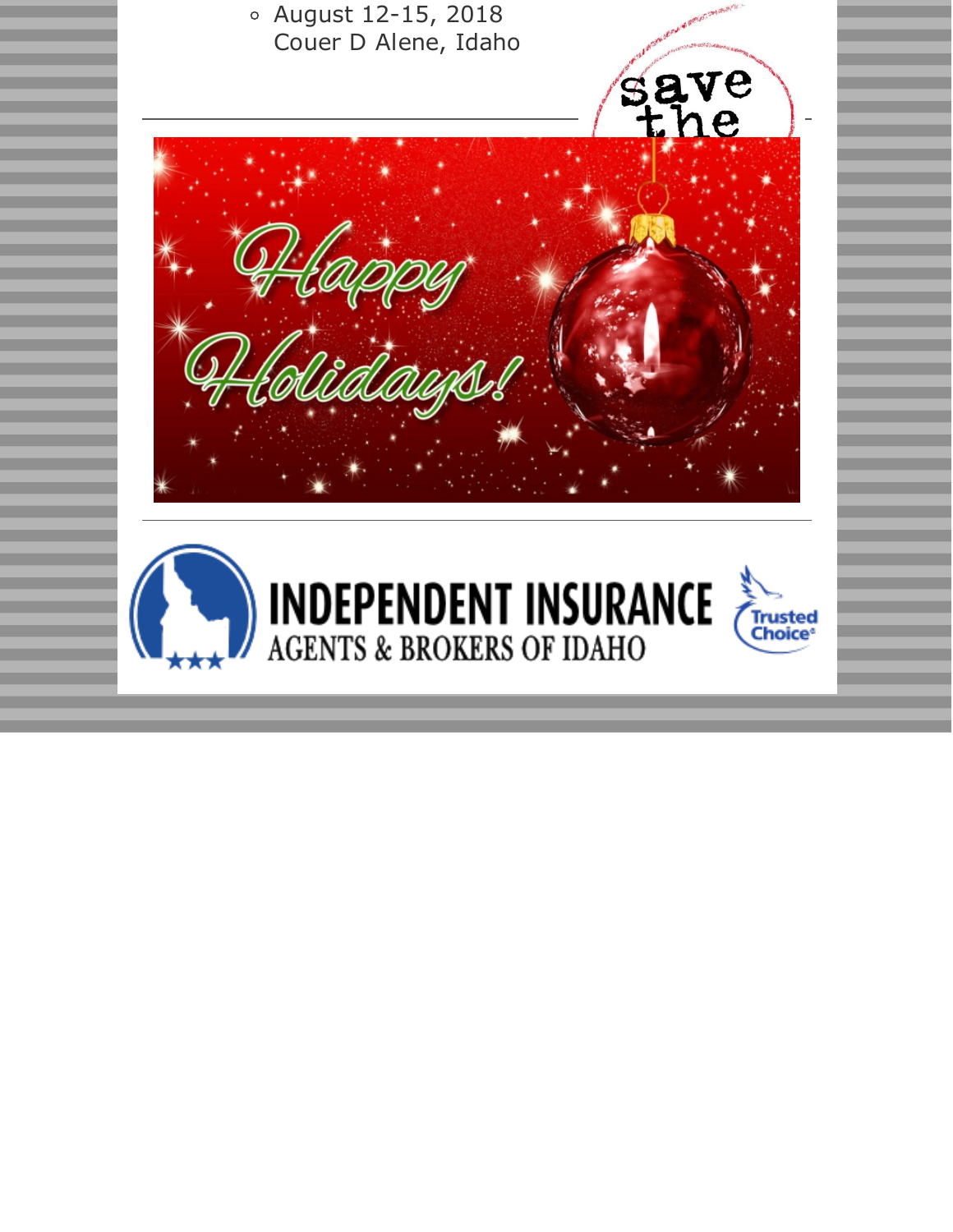- August 12-15, 2018
  Couer D Alene, Idaho